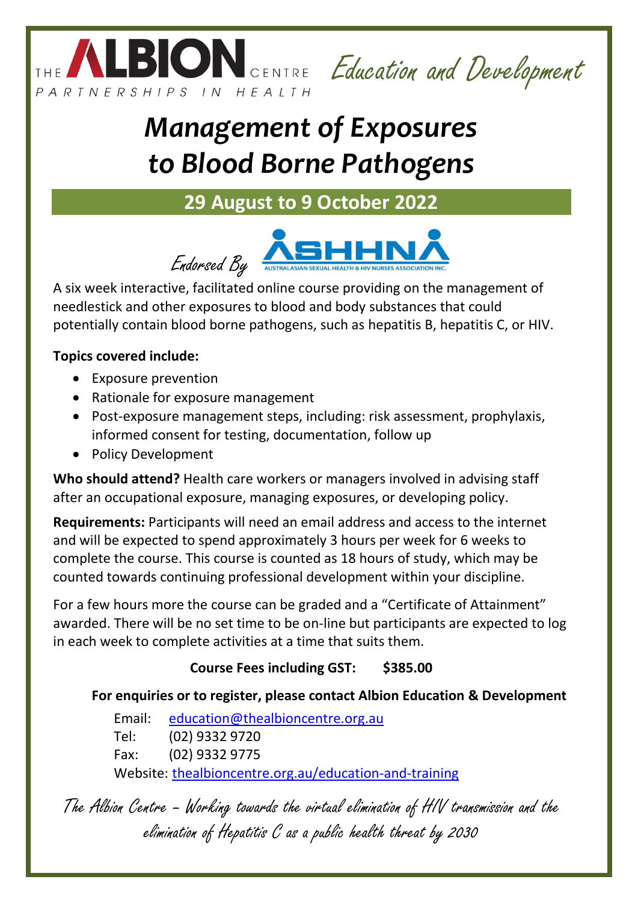THE ALBION CENTRE
PARTNERSHIPS IN HEALTH

*Education and Development*

# *Management of Exposures to Blood Borne Pathogens*

## 29 August to 9 October 2022

*Endorsed By* ASHHNA — AUSTRALASIAN SEXUAL HEALTH & HIV NURSES ASSOCIATION INC.

A six week interactive, facilitated online course providing on the management of needlestick and other exposures to blood and body substances that could potentially contain blood borne pathogens, such as hepatitis B, hepatitis C, or HIV.

**Topics covered include:**

- Exposure prevention
- Rationale for exposure management
- Post-exposure management steps, including: risk assessment, prophylaxis, informed consent for testing, documentation, follow up
- Policy Development

**Who should attend?** Health care workers or managers involved in advising staff after an occupational exposure, managing exposures, or developing policy.

**Requirements:** Participants will need an email address and access to the internet and will be expected to spend approximately 3 hours per week for 6 weeks to complete the course. This course is counted as 18 hours of study, which may be counted towards continuing professional development within your discipline.

For a few hours more the course can be graded and a "Certificate of Attainment" awarded. There will be no set time to be on-line but participants are expected to log in each week to complete activities at a time that suits them.

**Course Fees including GST: $385.00**

**For enquiries or to register, please contact Albion Education & Development**

Email: education@thealbioncentre.org.au
Tel: (02) 9332 9720
Fax: (02) 9332 9775
Website: thealbioncentre.org.au/education-and-training

*The Albion Centre – Working towards the virtual elimination of HIV transmission and the elimination of Hepatitis C as a public health threat by 2030*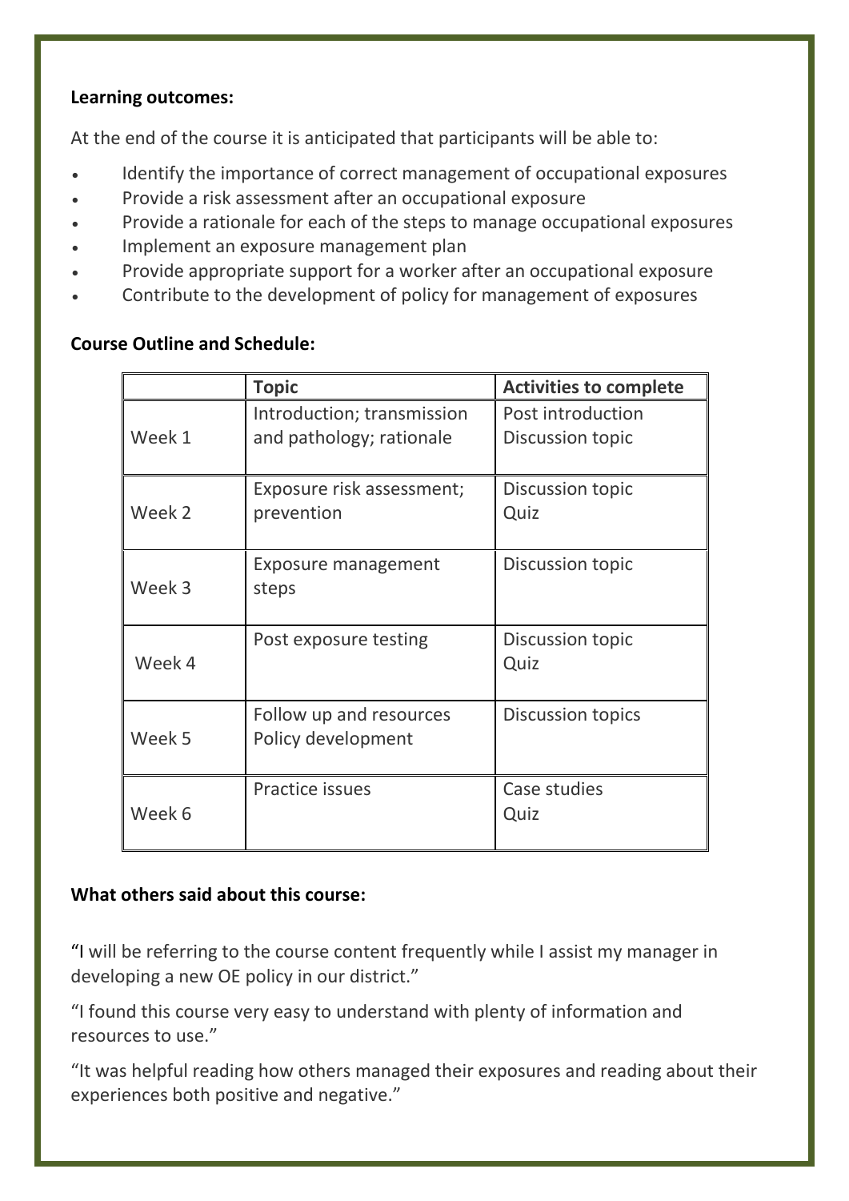**Learning outcomes:**

At the end of the course it is anticipated that participants will be able to:

- Identify the importance of correct management of occupational exposures
- Provide a risk assessment after an occupational exposure
- Provide a rationale for each of the steps to manage occupational exposures
- Implement an exposure management plan
- Provide appropriate support for a worker after an occupational exposure
- Contribute to the development of policy for management of exposures

**Course Outline and Schedule:**

| | Topic | Activities to complete |
|---|---|---|
| Week 1 | Introduction; transmission and pathology; rationale | Post introduction<br>Discussion topic |
| Week 2 | Exposure risk assessment; prevention | Discussion topic<br>Quiz |
| Week 3 | Exposure management steps | Discussion topic |
| Week 4 | Post exposure testing | Discussion topic<br>Quiz |
| Week 5 | Follow up and resources<br>Policy development | Discussion topics |
| Week 6 | Practice issues | Case studies<br>Quiz |

**What others said about this course:**

"I will be referring to the course content frequently while I assist my manager in developing a new OE policy in our district."

"I found this course very easy to understand with plenty of information and resources to use."

"It was helpful reading how others managed their exposures and reading about their experiences both positive and negative."